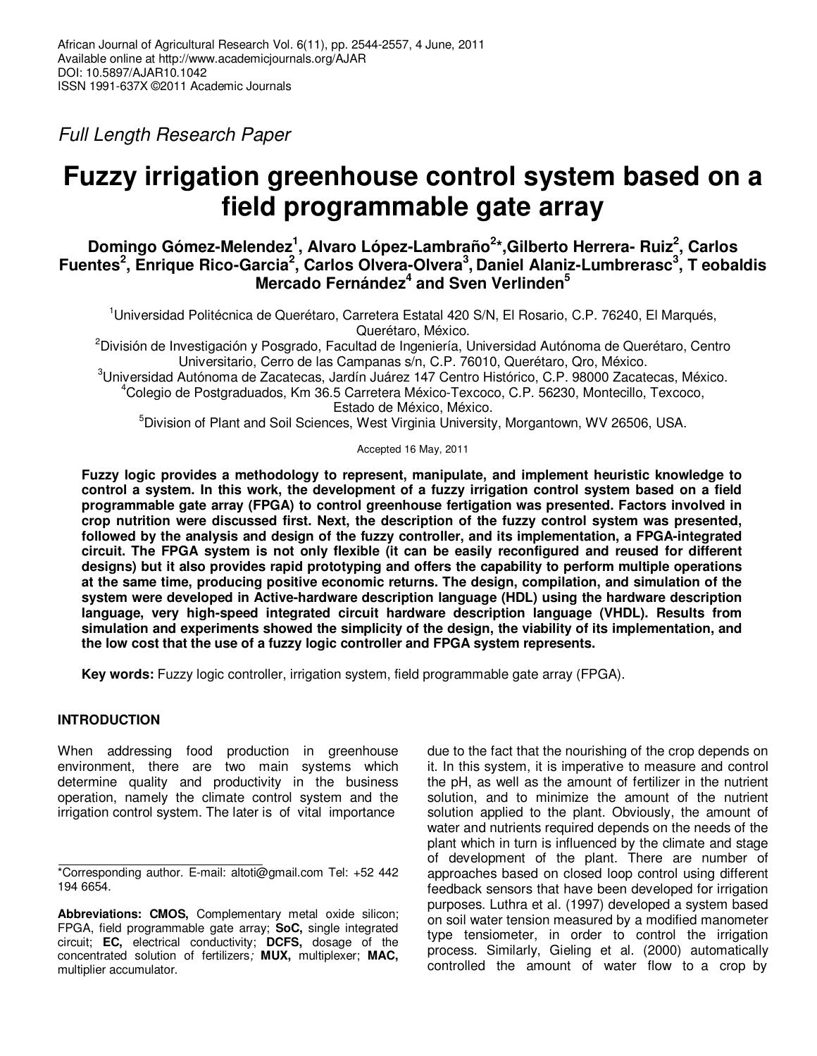Full Length Research Paper

# Fuzzy irrigation greenhouse control system based on a field programmable gate array

**Domingo Gómez-Melendez[1], Alvaro López-Lambraño[2]\*, Gilberto Herrera- Ruiz[2], Carlos Fuentes[2], Enrique Rico-Garcia[2], Carlos Olvera-Olvera[3], Daniel Alaniz-Lumbrerasc[3], T eobaldis Mercado Fernández[4] and Sven Verlinden[5]**

[1]Universidad Politécnica de Querétaro, Carretera Estatal 420 S/N, El Rosario, C.P. 76240, El Marqués, Querétaro, México.

[2]División de Investigación y Posgrado, Facultad de Ingeniería, Universidad Autónoma de Querétaro, Centro Universitario, Cerro de las Campanas s/n, C.P. 76010, Querétaro, Qro, México.

[3]Universidad Autónoma de Zacatecas, Jardín Juárez 147 Centro Histórico, C.P. 98000 Zacatecas, México.

[4]Colegio de Postgraduados, Km 36.5 Carretera México-Texcoco, C.P. 56230, Montecillo, Texcoco, Estado de México, México.

[5]Division of Plant and Soil Sciences, West Virginia University, Morgantown, WV 26506, USA.

Accepted 16 May, 2011

**Fuzzy logic provides a methodology to represent, manipulate, and implement heuristic knowledge to control a system. In this work, the development of a fuzzy irrigation control system based on a field programmable gate array (FPGA) to control greenhouse fertigation was presented. Factors involved in crop nutrition were discussed first. Next, the description of the fuzzy control system was presented, followed by the analysis and design of the fuzzy controller, and its implementation, a FPGA-integrated circuit. The FPGA system is not only flexible (it can be easily reconfigured and reused for different designs) but it also provides rapid prototyping and offers the capability to perform multiple operations at the same time, producing positive economic returns. The design, compilation, and simulation of the system were developed in Active-hardware description language (HDL) using the hardware description language, very high-speed integrated circuit hardware description language (VHDL). Results from simulation and experiments showed the simplicity of the design, the viability of its implementation, and the low cost that the use of a fuzzy logic controller and FPGA system represents.**

**Key words:** Fuzzy logic controller, irrigation system, field programmable gate array (FPGA).

## INTRODUCTION

When addressing food production in greenhouse environment, there are two main systems which determine quality and productivity in the business operation, namely the climate control system and the irrigation control system. The later is of vital importance due to the fact that the nourishing of the crop depends on it. In this system, it is imperative to measure and control the pH, as well as the amount of fertilizer in the nutrient solution, and to minimize the amount of the nutrient solution applied to the plant. Obviously, the amount of water and nutrients required depends on the needs of the plant which in turn is influenced by the climate and stage of development of the plant. There are number of approaches based on closed loop control using different feedback sensors that have been developed for irrigation purposes. Luthra et al. (1997) developed a system based on soil water tension measured by a modified manometer type tensiometer, in order to control the irrigation process. Similarly, Gieling et al. (2000) automatically controlled the amount of water flow to a crop by

\*Corresponding author. E-mail: altoti@gmail.com Tel: +52 442 194 6654.

**Abbreviations: CMOS,** Complementary metal oxide silicon; FPGA, field programmable gate array; **SoC,** single integrated circuit; **EC,** electrical conductivity; **DCFS,** dosage of the concentrated solution of fertilizers*;* **MUX,** multiplexer; **MAC,** multiplier accumulator.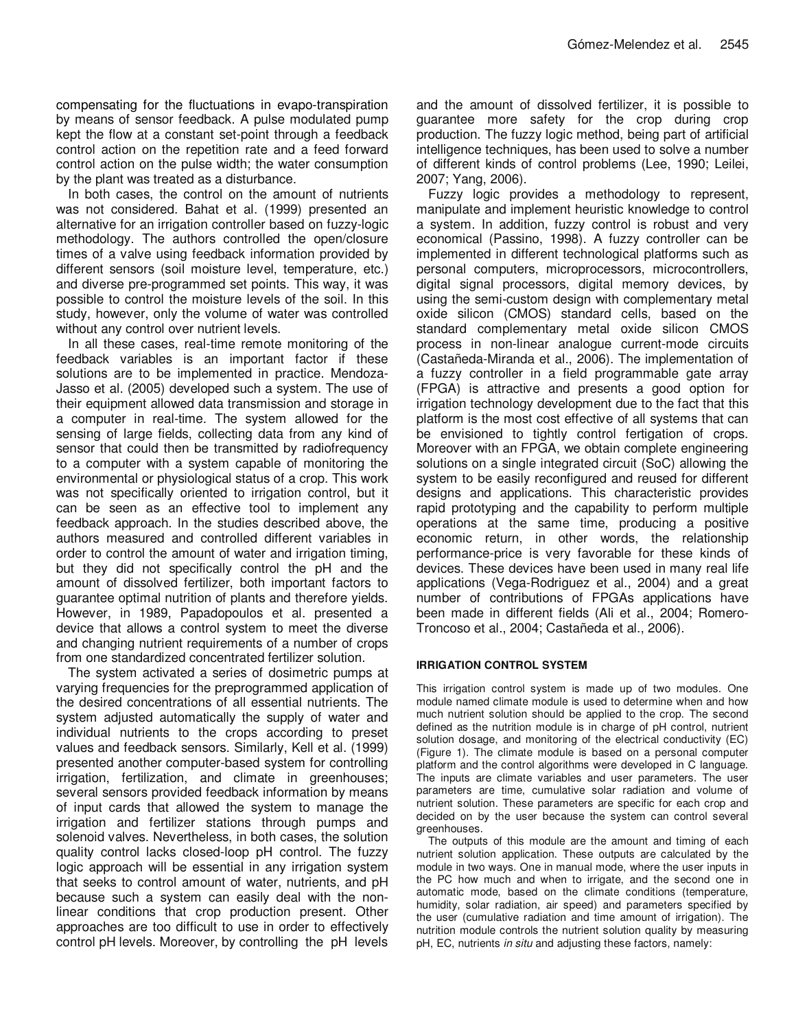compensating for the fluctuations in evapo-transpiration by means of sensor feedback. A pulse modulated pump kept the flow at a constant set-point through a feedback control action on the repetition rate and a feed forward control action on the pulse width; the water consumption by the plant was treated as a disturbance.

In both cases, the control on the amount of nutrients was not considered. Bahat et al. (1999) presented an alternative for an irrigation controller based on fuzzy-logic methodology. The authors controlled the open/closure times of a valve using feedback information provided by different sensors (soil moisture level, temperature, etc.) and diverse pre-programmed set points. This way, it was possible to control the moisture levels of the soil. In this study, however, only the volume of water was controlled without any control over nutrient levels.

In all these cases, real-time remote monitoring of the feedback variables is an important factor if these solutions are to be implemented in practice. Mendoza-Jasso et al. (2005) developed such a system. The use of their equipment allowed data transmission and storage in a computer in real-time. The system allowed for the sensing of large fields, collecting data from any kind of sensor that could then be transmitted by radiofrequency to a computer with a system capable of monitoring the environmental or physiological status of a crop. This work was not specifically oriented to irrigation control, but it can be seen as an effective tool to implement any feedback approach. In the studies described above, the authors measured and controlled different variables in order to control the amount of water and irrigation timing, but they did not specifically control the pH and the amount of dissolved fertilizer, both important factors to guarantee optimal nutrition of plants and therefore yields. However, in 1989, Papadopoulos et al. presented a device that allows a control system to meet the diverse and changing nutrient requirements of a number of crops from one standardized concentrated fertilizer solution.

The system activated a series of dosimetric pumps at varying frequencies for the preprogrammed application of the desired concentrations of all essential nutrients. The system adjusted automatically the supply of water and individual nutrients to the crops according to preset values and feedback sensors. Similarly, Kell et al. (1999) presented another computer-based system for controlling irrigation, fertilization, and climate in greenhouses; several sensors provided feedback information by means of input cards that allowed the system to manage the irrigation and fertilizer stations through pumps and solenoid valves. Nevertheless, in both cases, the solution quality control lacks closed-loop pH control. The fuzzy logic approach will be essential in any irrigation system that seeks to control amount of water, nutrients, and pH because such a system can easily deal with the non-linear conditions that crop production present. Other approaches are too difficult to use in order to effectively control pH levels. Moreover, by controlling the pH levels and the amount of dissolved fertilizer, it is possible to guarantee more safety for the crop during crop production. The fuzzy logic method, being part of artificial intelligence techniques, has been used to solve a number of different kinds of control problems (Lee, 1990; Leilei, 2007; Yang, 2006).

Fuzzy logic provides a methodology to represent, manipulate and implement heuristic knowledge to control a system. In addition, fuzzy control is robust and very economical (Passino, 1998). A fuzzy controller can be implemented in different technological platforms such as personal computers, microprocessors, microcontrollers, digital signal processors, digital memory devices, by using the semi-custom design with complementary metal oxide silicon (CMOS) standard cells, based on the standard complementary metal oxide silicon CMOS process in non-linear analogue current-mode circuits (Castañeda-Miranda et al., 2006). The implementation of a fuzzy controller in a field programmable gate array (FPGA) is attractive and presents a good option for irrigation technology development due to the fact that this platform is the most cost effective of all systems that can be envisioned to tightly control fertigation of crops. Moreover with an FPGA, we obtain complete engineering solutions on a single integrated circuit (SoC) allowing the system to be easily reconfigured and reused for different designs and applications. This characteristic provides rapid prototyping and the capability to perform multiple operations at the same time, producing a positive economic return, in other words, the relationship performance-price is very favorable for these kinds of devices. These devices have been used in many real life applications (Vega-Rodriguez et al., 2004) and a great number of contributions of FPGAs applications have been made in different fields (Ali et al., 2004; Romero-Troncoso et al., 2004; Castañeda et al., 2006).

## IRRIGATION CONTROL SYSTEM

This irrigation control system is made up of two modules. One module named climate module is used to determine when and how much nutrient solution should be applied to the crop. The second defined as the nutrition module is in charge of pH control, nutrient solution dosage, and monitoring of the electrical conductivity (EC) (Figure 1). The climate module is based on a personal computer platform and the control algorithms were developed in C language. The inputs are climate variables and user parameters. The user parameters are time, cumulative solar radiation and volume of nutrient solution. These parameters are specific for each crop and decided on by the user because the system can control several greenhouses.

The outputs of this module are the amount and timing of each nutrient solution application. These outputs are calculated by the module in two ways. One in manual mode, where the user inputs in the PC how much and when to irrigate, and the second one in automatic mode, based on the climate conditions (temperature, humidity, solar radiation, air speed) and parameters specified by the user (cumulative radiation and time amount of irrigation). The nutrition module controls the nutrient solution quality by measuring pH, EC, nutrients *in situ* and adjusting these factors, namely: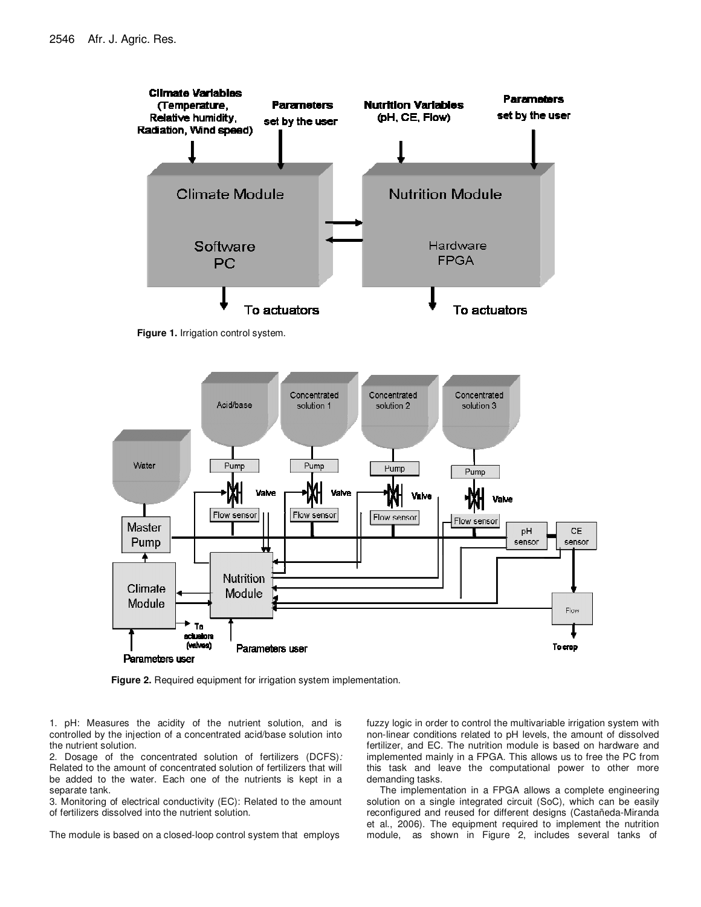Figure 1. Irrigation control system.

Figure 2. Required equipment for irrigation system implementation.

1. pH: Measures the acidity of the nutrient solution, and is controlled by the injection of a concentrated acid/base solution into the nutrient solution.
2. Dosage of the concentrated solution of fertilizers (DCFS)*:* Related to the amount of concentrated solution of fertilizers that will be added to the water. Each one of the nutrients is kept in a separate tank.
3. Monitoring of electrical conductivity (EC): Related to the amount of fertilizers dissolved into the nutrient solution.

The module is based on a closed-loop control system that employs fuzzy logic in order to control the multivariable irrigation system with non-linear conditions related to pH levels, the amount of dissolved fertilizer, and EC. The nutrition module is based on hardware and implemented mainly in a FPGA. This allows us to free the PC from this task and leave the computational power to other more demanding tasks.

The implementation in a FPGA allows a complete engineering solution on a single integrated circuit (SoC), which can be easily reconfigured and reused for different designs (Castañeda-Miranda et al., 2006). The equipment required to implement the nutrition module, as shown in Figure 2, includes several tanks of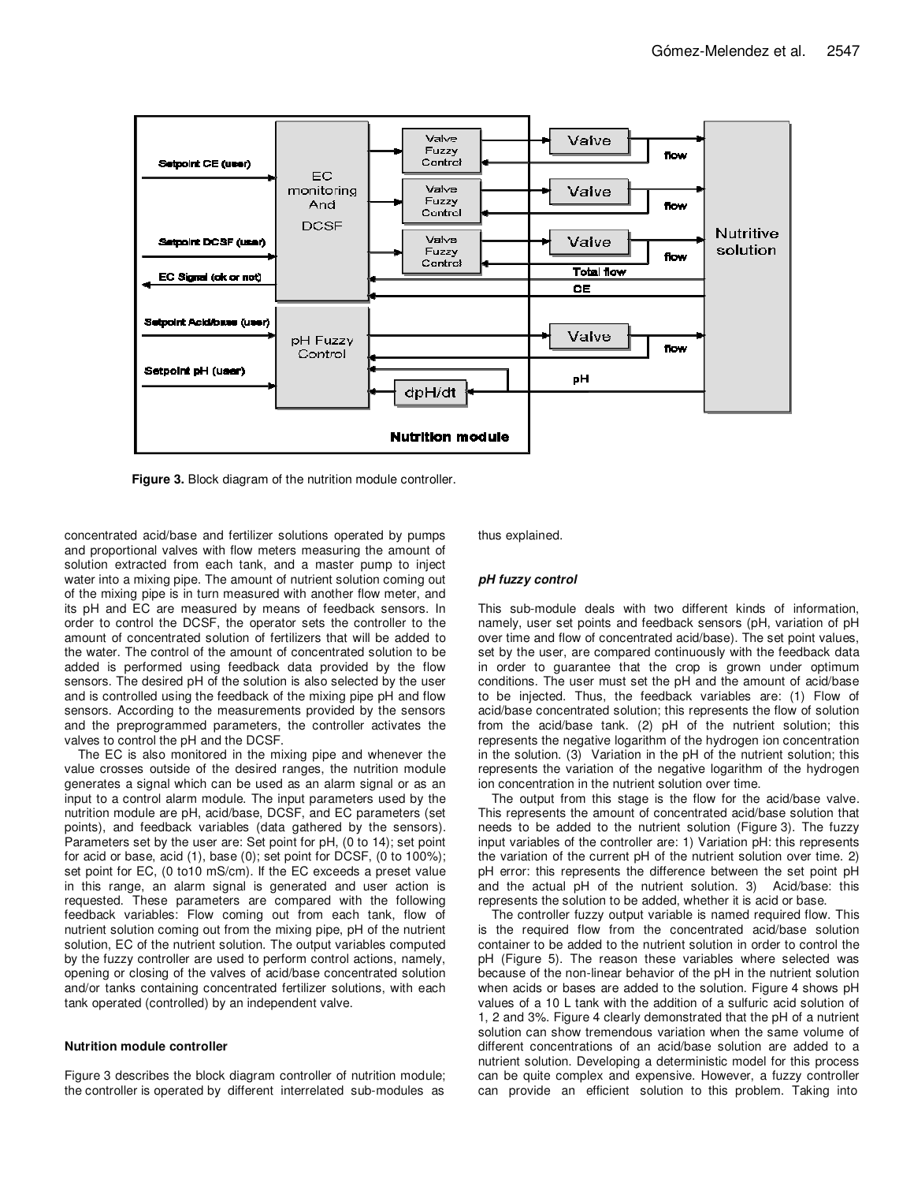Figure 3. Block diagram of the nutrition module controller.

concentrated acid/base and fertilizer solutions operated by pumps and proportional valves with flow meters measuring the amount of solution extracted from each tank, and a master pump to inject water into a mixing pipe. The amount of nutrient solution coming out of the mixing pipe is in turn measured with another flow meter, and its pH and EC are measured by means of feedback sensors. In order to control the DCSF, the operator sets the controller to the amount of concentrated solution of fertilizers that will be added to the water. The control of the amount of concentrated solution to be added is performed using feedback data provided by the flow sensors. The desired pH of the solution is also selected by the user and is controlled using the feedback of the mixing pipe pH and flow sensors. According to the measurements provided by the sensors and the preprogrammed parameters, the controller activates the valves to control the pH and the DCSF.

The EC is also monitored in the mixing pipe and whenever the value crosses outside of the desired ranges, the nutrition module generates a signal which can be used as an alarm signal or as an input to a control alarm module. The input parameters used by the nutrition module are pH, acid/base, DCSF, and EC parameters (set points), and feedback variables (data gathered by the sensors). Parameters set by the user are: Set point for pH, (0 to 14); set point for acid or base, acid (1), base (0); set point for DCSF, (0 to 100%); set point for EC, (0 to10 mS/cm). If the EC exceeds a preset value in this range, an alarm signal is generated and user action is requested. These parameters are compared with the following feedback variables: Flow coming out from each tank, flow of nutrient solution coming out from the mixing pipe, pH of the nutrient solution, EC of the nutrient solution. The output variables computed by the fuzzy controller are used to perform control actions, namely, opening or closing of the valves of acid/base concentrated solution and/or tanks containing concentrated fertilizer solutions, with each tank operated (controlled) by an independent valve.

### Nutrition module controller

Figure 3 describes the block diagram controller of nutrition module; the controller is operated by different interrelated sub-modules as thus explained.

### *pH fuzzy control*

This sub-module deals with two different kinds of information, namely, user set points and feedback sensors (pH, variation of pH over time and flow of concentrated acid/base). The set point values, set by the user, are compared continuously with the feedback data in order to guarantee that the crop is grown under optimum conditions. The user must set the pH and the amount of acid/base to be injected. Thus, the feedback variables are: (1) Flow of acid/base concentrated solution; this represents the flow of solution from the acid/base tank. (2) pH of the nutrient solution; this represents the negative logarithm of the hydrogen ion concentration in the solution. (3) Variation in the pH of the nutrient solution; this represents the variation of the negative logarithm of the hydrogen ion concentration in the nutrient solution over time.

The output from this stage is the flow for the acid/base valve. This represents the amount of concentrated acid/base solution that needs to be added to the nutrient solution (Figure 3). The fuzzy input variables of the controller are: 1) Variation pH: this represents the variation of the current pH of the nutrient solution over time. 2) pH error: this represents the difference between the set point pH and the actual pH of the nutrient solution. 3) Acid/base: this represents the solution to be added, whether it is acid or base.

The controller fuzzy output variable is named required flow. This is the required flow from the concentrated acid/base solution container to be added to the nutrient solution in order to control the pH (Figure 5). The reason these variables where selected was because of the non-linear behavior of the pH in the nutrient solution when acids or bases are added to the solution. Figure 4 shows pH values of a 10 L tank with the addition of a sulfuric acid solution of 1, 2 and 3%. Figure 4 clearly demonstrated that the pH of a nutrient solution can show tremendous variation when the same volume of different concentrations of an acid/base solution are added to a nutrient solution. Developing a deterministic model for this process can be quite complex and expensive. However, a fuzzy controller can provide an efficient solution to this problem. Taking into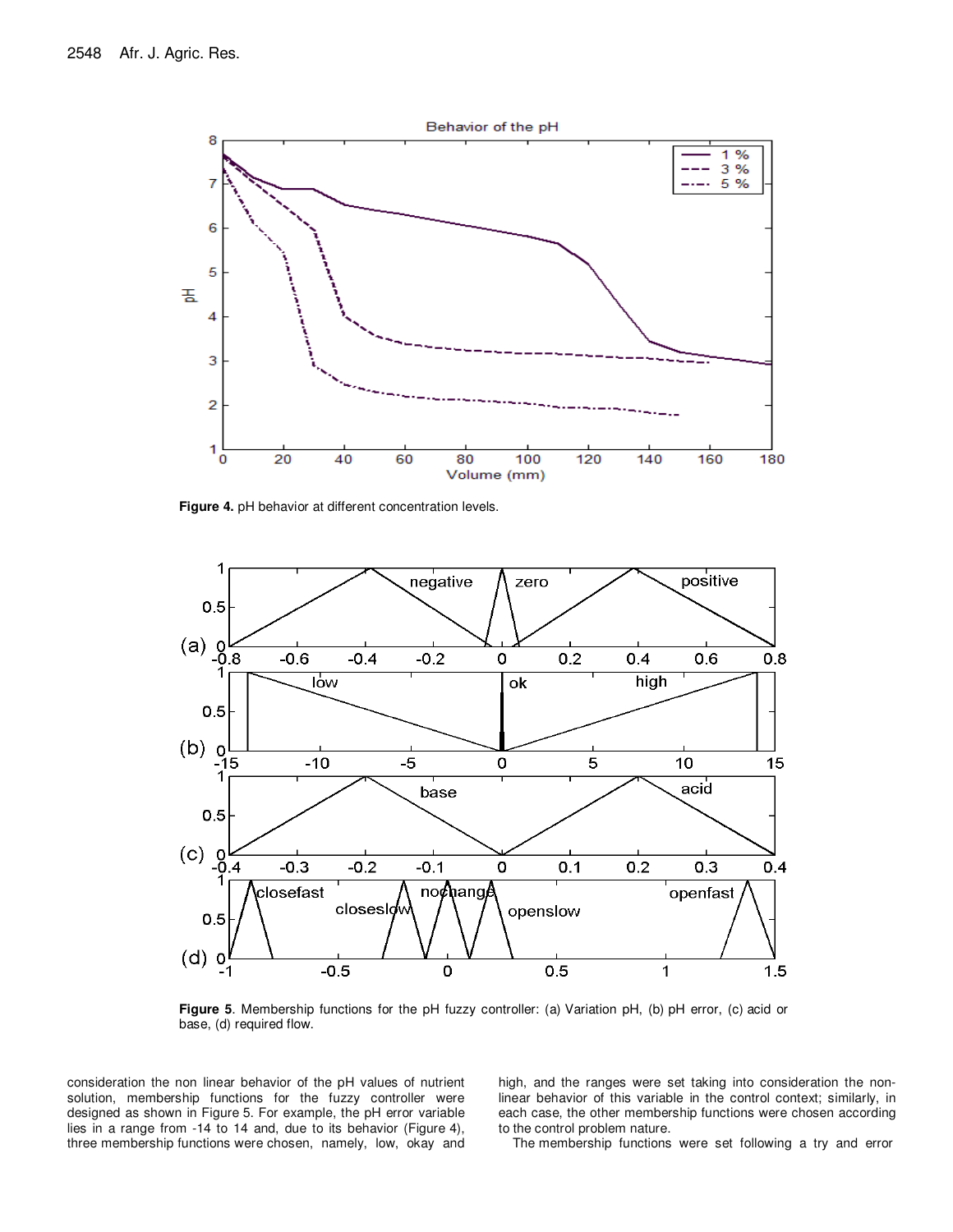**Figure 4.** pH behavior at different concentration levels.

**Figure 5**. Membership functions for the pH fuzzy controller: (a) Variation pH, (b) pH error, (c) acid or base, (d) required flow.

consideration the non linear behavior of the pH values of nutrient solution, membership functions for the fuzzy controller were designed as shown in Figure 5. For example, the pH error variable lies in a range from -14 to 14 and, due to its behavior (Figure 4), three membership functions were chosen, namely, low, okay and high, and the ranges were set taking into consideration the non-linear behavior of this variable in the control context; similarly, in each case, the other membership functions were chosen according to the control problem nature.

The membership functions were set following a try and error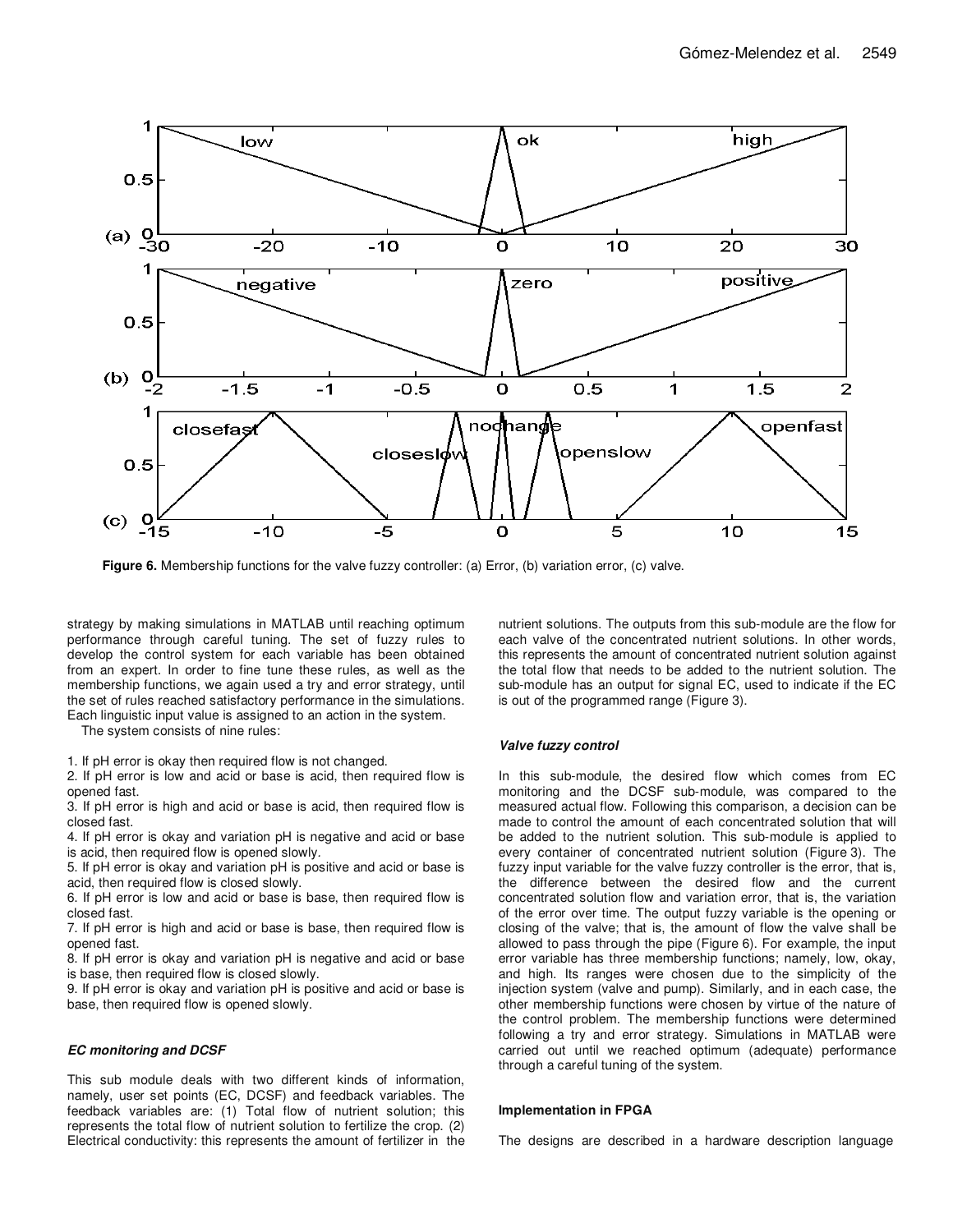**Figure 6.** Membership functions for the valve fuzzy controller: (a) Error, (b) variation error, (c) valve.

strategy by making simulations in MATLAB until reaching optimum performance through careful tuning. The set of fuzzy rules to develop the control system for each variable has been obtained from an expert. In order to fine tune these rules, as well as the membership functions, we again used a try and error strategy, until the set of rules reached satisfactory performance in the simulations. Each linguistic input value is assigned to an action in the system.

The system consists of nine rules:

1. If pH error is okay then required flow is not changed.
2. If pH error is low and acid or base is acid, then required flow is opened fast.
3. If pH error is high and acid or base is acid, then required flow is closed fast.
4. If pH error is okay and variation pH is negative and acid or base is acid, then required flow is opened slowly.
5. If pH error is okay and variation pH is positive and acid or base is acid, then required flow is closed slowly.
6. If pH error is low and acid or base is base, then required flow is closed fast.
7. If pH error is high and acid or base is base, then required flow is opened fast.
8. If pH error is okay and variation pH is negative and acid or base is base, then required flow is closed slowly.
9. If pH error is okay and variation pH is positive and acid or base is base, then required flow is opened slowly.

### *EC monitoring and DCSF*

This sub module deals with two different kinds of information, namely, user set points (EC, DCSF) and feedback variables. The feedback variables are: (1) Total flow of nutrient solution; this represents the total flow of nutrient solution to fertilize the crop. (2) Electrical conductivity: this represents the amount of fertilizer in the nutrient solutions. The outputs from this sub-module are the flow for each valve of the concentrated nutrient solutions. In other words, this represents the amount of concentrated nutrient solution against the total flow that needs to be added to the nutrient solution. The sub-module has an output for signal EC, used to indicate if the EC is out of the programmed range (Figure 3).

### *Valve fuzzy control*

In this sub-module, the desired flow which comes from EC monitoring and the DCSF sub-module, was compared to the measured actual flow. Following this comparison, a decision can be made to control the amount of each concentrated solution that will be added to the nutrient solution. This sub-module is applied to every container of concentrated nutrient solution (Figure 3). The fuzzy input variable for the valve fuzzy controller is the error, that is, the difference between the desired flow and the current concentrated solution flow and variation error, that is, the variation of the error over time. The output fuzzy variable is the opening or closing of the valve; that is, the amount of flow the valve shall be allowed to pass through the pipe (Figure 6). For example, the input error variable has three membership functions; namely, low, okay, and high. Its ranges were chosen due to the simplicity of the injection system (valve and pump). Similarly, and in each case, the other membership functions were chosen by virtue of the nature of the control problem. The membership functions were determined following a try and error strategy. Simulations in MATLAB were carried out until we reached optimum (adequate) performance through a careful tuning of the system.

### **Implementation in FPGA**

The designs are described in a hardware description language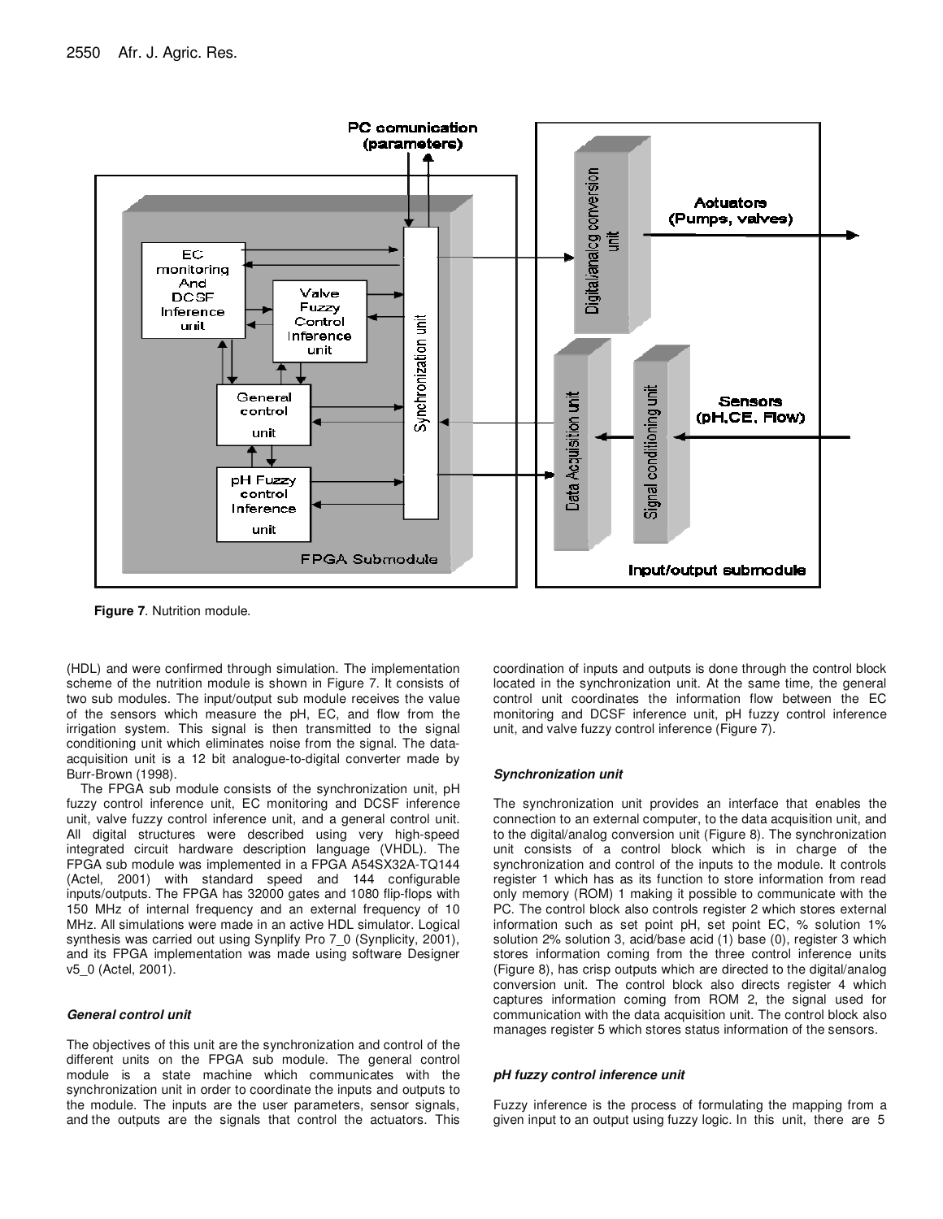**Figure 7**. Nutrition module.

(HDL) and were confirmed through simulation. The implementation scheme of the nutrition module is shown in Figure 7. It consists of two sub modules. The input/output sub module receives the value of the sensors which measure the pH, EC, and flow from the irrigation system. This signal is then transmitted to the signal conditioning unit which eliminates noise from the signal. The data-acquisition unit is a 12 bit analogue-to-digital converter made by Burr-Brown (1998).

The FPGA sub module consists of the synchronization unit, pH fuzzy control inference unit, EC monitoring and DCSF inference unit, valve fuzzy control inference unit, and a general control unit. All digital structures were described using very high-speed integrated circuit hardware description language (VHDL). The FPGA sub module was implemented in a FPGA A54SX32A-TQ144 (Actel, 2001) with standard speed and 144 configurable inputs/outputs. The FPGA has 32000 gates and 1080 flip-flops with 150 MHz of internal frequency and an external frequency of 10 MHz. All simulations were made in an active HDL simulator. Logical synthesis was carried out using Synplify Pro 7_0 (Synplicity, 2001), and its FPGA implementation was made using software Designer v5_0 (Actel, 2001).

### *General control unit*

The objectives of this unit are the synchronization and control of the different units on the FPGA sub module. The general control module is a state machine which communicates with the synchronization unit in order to coordinate the inputs and outputs to the module. The inputs are the user parameters, sensor signals, and the outputs are the signals that control the actuators. This coordination of inputs and outputs is done through the control block located in the synchronization unit. At the same time, the general control unit coordinates the information flow between the EC monitoring and DCSF inference unit, pH fuzzy control inference unit, and valve fuzzy control inference (Figure 7).

### *Synchronization unit*

The synchronization unit provides an interface that enables the connection to an external computer, to the data acquisition unit, and to the digital/analog conversion unit (Figure 8). The synchronization unit consists of a control block which is in charge of the synchronization and control of the inputs to the module. It controls register 1 which has as its function to store information from read only memory (ROM) 1 making it possible to communicate with the PC. The control block also controls register 2 which stores external information such as set point pH, set point EC, % solution 1% solution 2% solution 3, acid/base acid (1) base (0), register 3 which stores information coming from the three control inference units (Figure 8), has crisp outputs which are directed to the digital/analog conversion unit. The control block also directs register 4 which captures information coming from ROM 2, the signal used for communication with the data acquisition unit. The control block also manages register 5 which stores status information of the sensors.

### *pH fuzzy control inference unit*

Fuzzy inference is the process of formulating the mapping from a given input to an output using fuzzy logic. In this unit, there are 5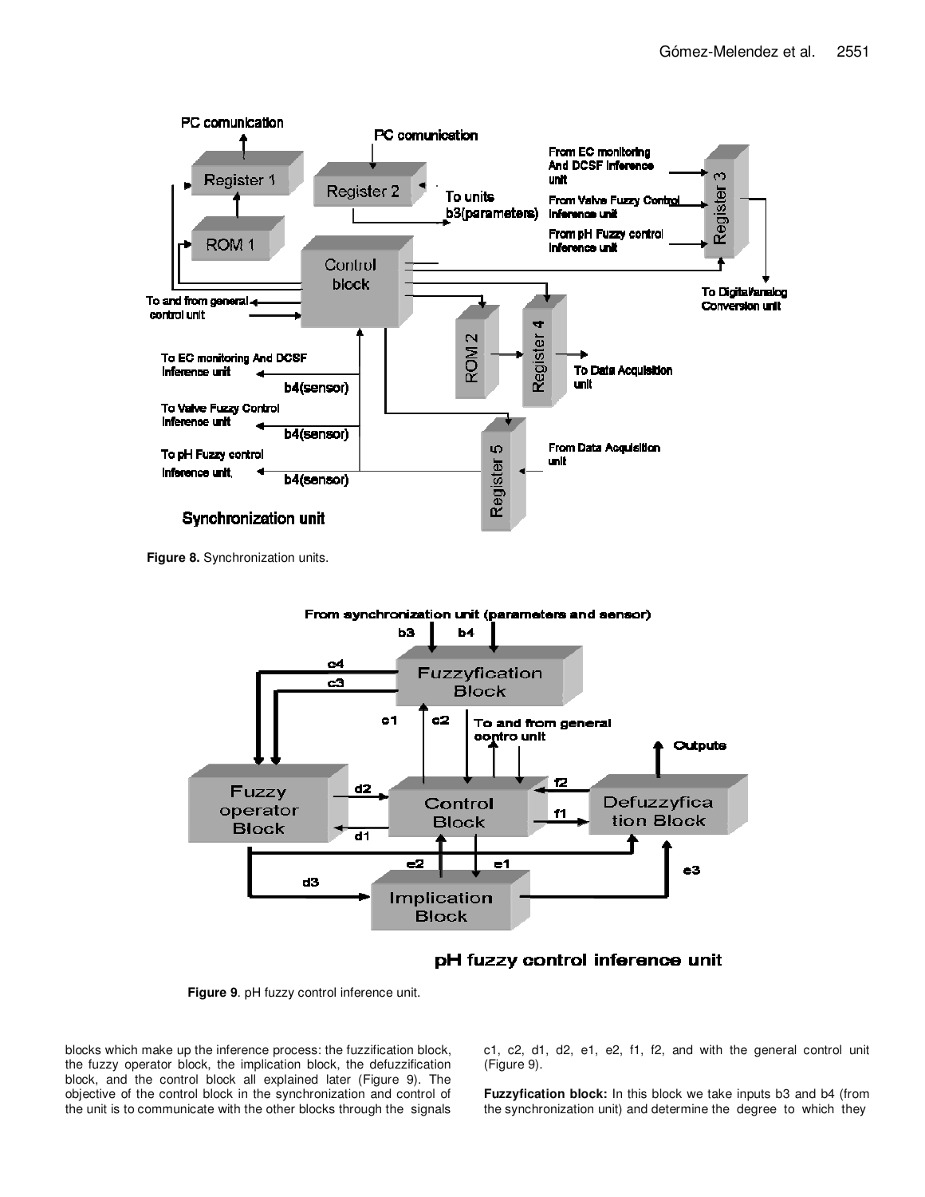**Figure 8.** Synchronization units.

**Figure 9**. pH fuzzy control inference unit.

blocks which make up the inference process: the fuzzification block, the fuzzy operator block, the implication block, the defuzzification block, and the control block all explained later (Figure 9). The objective of the control block in the synchronization and control of the unit is to communicate with the other blocks through the signals c1, c2, d1, d2, e1, e2, f1, f2, and with the general control unit (Figure 9).

**Fuzzyfication block:** In this block we take inputs b3 and b4 (from the synchronization unit) and determine the degree to which they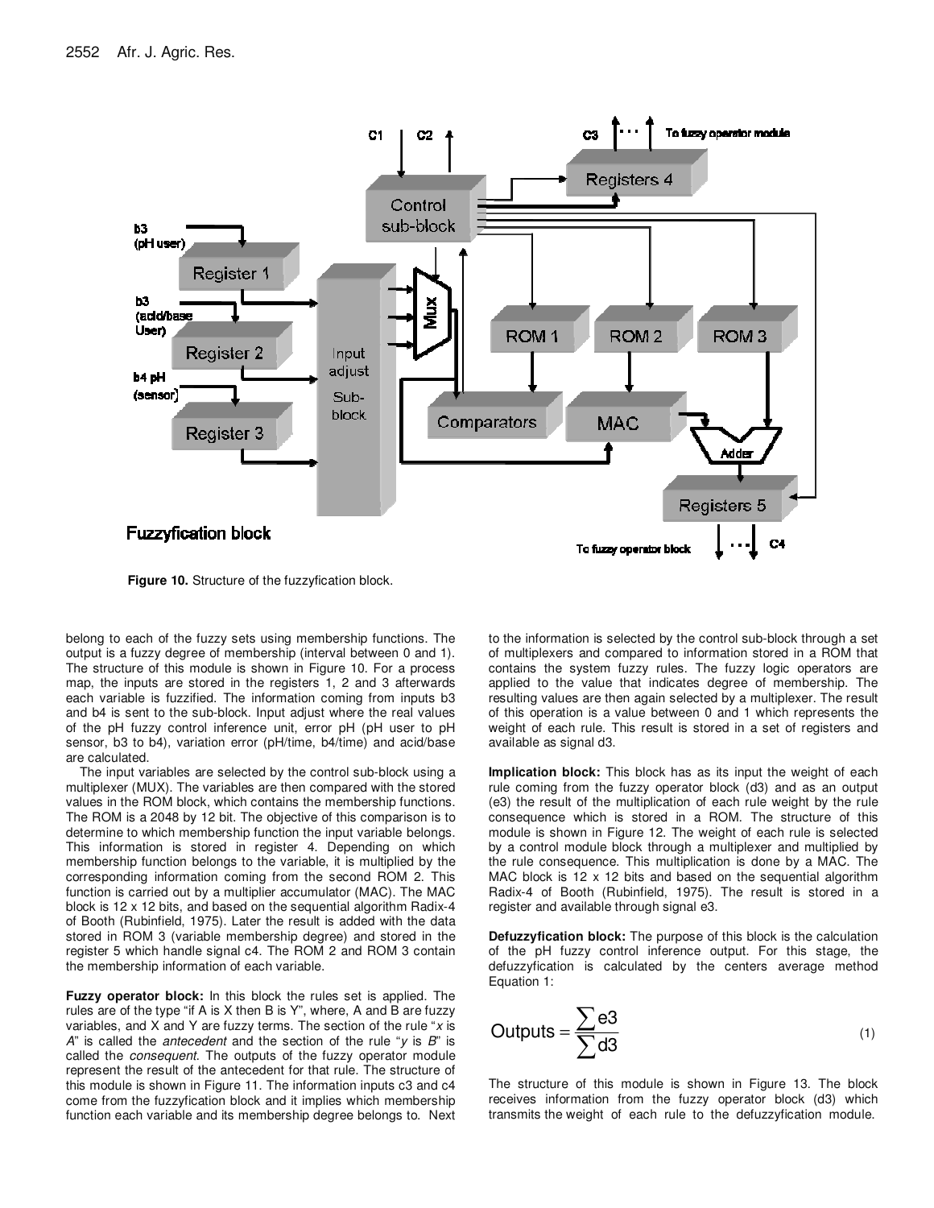**Figure 10.** Structure of the fuzzyfication block.

belong to each of the fuzzy sets using membership functions. The output is a fuzzy degree of membership (interval between 0 and 1). The structure of this module is shown in Figure 10. For a process map, the inputs are stored in the registers 1, 2 and 3 afterwards each variable is fuzzified. The information coming from inputs b3 and b4 is sent to the sub-block. Input adjust where the real values of the pH fuzzy control inference unit, error pH (pH user to pH sensor, b3 to b4), variation error (pH/time, b4/time) and acid/base are calculated.

The input variables are selected by the control sub-block using a multiplexer (MUX). The variables are then compared with the stored values in the ROM block, which contains the membership functions. The ROM is a 2048 by 12 bit. The objective of this comparison is to determine to which membership function the input variable belongs. This information is stored in register 4. Depending on which membership function belongs to the variable, it is multiplied by the corresponding information coming from the second ROM 2. This function is carried out by a multiplier accumulator (MAC). The MAC block is 12 x 12 bits, and based on the sequential algorithm Radix-4 of Booth (Rubinfield, 1975). Later the result is added with the data stored in ROM 3 (variable membership degree) and stored in the register 5 which handle signal c4. The ROM 2 and ROM 3 contain the membership information of each variable.

**Fuzzy operator block:** In this block the rules set is applied. The rules are of the type "if A is X then B is Y", where, A and B are fuzzy variables, and X and Y are fuzzy terms. The section of the rule "*x* is *A*" is called the *antecedent* and the section of the rule "*y* is *B*" is called the *consequent*. The outputs of the fuzzy operator module represent the result of the antecedent for that rule. The structure of this module is shown in Figure 11. The information inputs c3 and c4 come from the fuzzyfication block and it implies which membership function each variable and its membership degree belongs to. Next to the information is selected by the control sub-block through a set of multiplexers and compared to information stored in a ROM that contains the system fuzzy rules. The fuzzy logic operators are applied to the value that indicates degree of membership. The resulting values are then again selected by a multiplexer. The result of this operation is a value between 0 and 1 which represents the weight of each rule. This result is stored in a set of registers and available as signal d3.

**Implication block:** This block has as its input the weight of each rule coming from the fuzzy operator block (d3) and as an output (e3) the result of the multiplication of each rule weight by the rule consequence which is stored in a ROM. The structure of this module is shown in Figure 12. The weight of each rule is selected by a control module block through a multiplexer and multiplied by the rule consequence. This multiplication is done by a MAC. The MAC block is 12 x 12 bits and based on the sequential algorithm Radix-4 of Booth (Rubinfield, 1975). The result is stored in a register and available through signal e3.

**Defuzzyfication block:** The purpose of this block is the calculation of the pH fuzzy control inference output. For this stage, the defuzzyfication is calculated by the centers average method Equation 1:

$$\text{Outputs} = \frac{\sum e3}{\sum d3} \tag{1}$$

The structure of this module is shown in Figure 13. The block receives information from the fuzzy operator block (d3) which transmits the weight of each rule to the defuzzyfication module.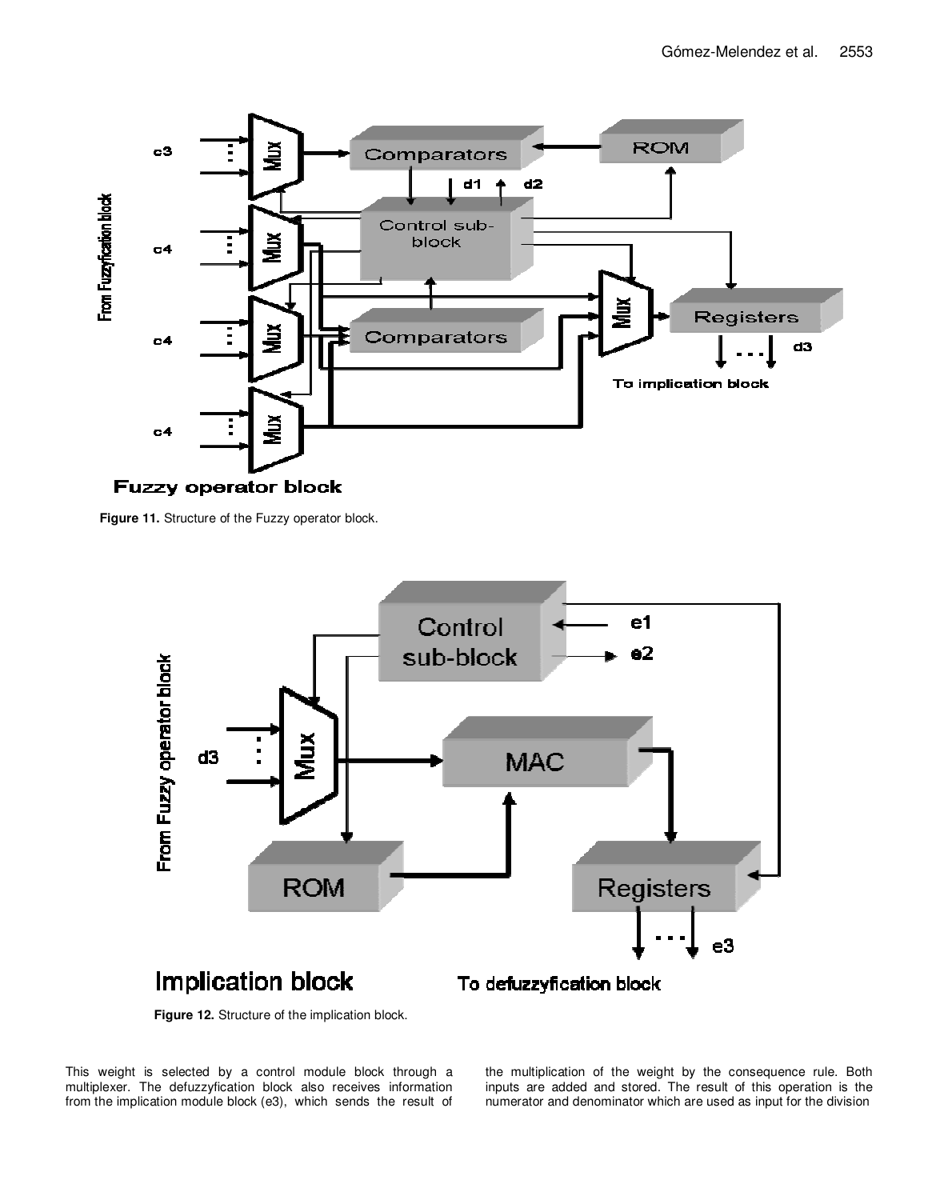Figure 11. Structure of the Fuzzy operator block.

Figure 12. Structure of the implication block.

This weight is selected by a control module block through a multiplexer. The defuzzyfication block also receives information from the implication module block (e3), which sends the result of the multiplication of the weight by the consequence rule. Both inputs are added and stored. The result of this operation is the numerator and denominator which are used as input for the division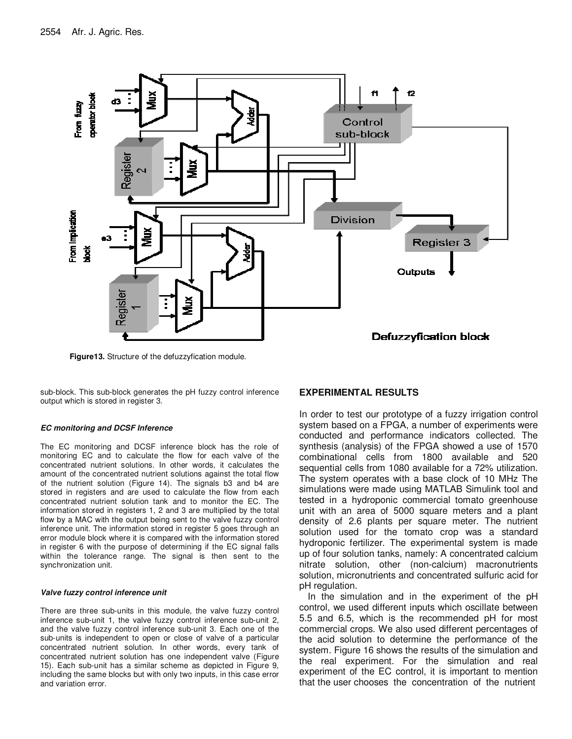Figure13. Structure of the defuzzyfication module.

sub-block. This sub-block generates the pH fuzzy control inference output which is stored in register 3.

#### *EC monitoring and DCSF Inference*

The EC monitoring and DCSF inference block has the role of monitoring EC and to calculate the flow for each valve of the concentrated nutrient solutions. In other words, it calculates the amount of the concentrated nutrient solutions against the total flow of the nutrient solution (Figure 14). The signals b3 and b4 are stored in registers and are used to calculate the flow from each concentrated nutrient solution tank and to monitor the EC. The information stored in registers 1, 2 and 3 are multiplied by the total flow by a MAC with the output being sent to the valve fuzzy control inference unit. The information stored in register 5 goes through an error module block where it is compared with the information stored in register 6 with the purpose of determining if the EC signal falls within the tolerance range. The signal is then sent to the synchronization unit.

#### *Valve fuzzy control inference unit*

There are three sub-units in this module, the valve fuzzy control inference sub-unit 1, the valve fuzzy control inference sub-unit 2, and the valve fuzzy control inference sub-unit 3. Each one of the sub-units is independent to open or close of valve of a particular concentrated nutrient solution. In other words, every tank of concentrated nutrient solution has one independent valve (Figure 15). Each sub-unit has a similar scheme as depicted in Figure 9, including the same blocks but with only two inputs, in this case error and variation error.

## EXPERIMENTAL RESULTS

In order to test our prototype of a fuzzy irrigation control system based on a FPGA, a number of experiments were conducted and performance indicators collected. The synthesis (analysis) of the FPGA showed a use of 1570 combinational cells from 1800 available and 520 sequential cells from 1080 available for a 72% utilization. The system operates with a base clock of 10 MHz The simulations were made using MATLAB Simulink tool and tested in a hydroponic commercial tomato greenhouse unit with an area of 5000 square meters and a plant density of 2.6 plants per square meter. The nutrient solution used for the tomato crop was a standard hydroponic fertilizer. The experimental system is made up of four solution tanks, namely: A concentrated calcium nitrate solution, other (non-calcium) macronutrients solution, micronutrients and concentrated sulfuric acid for pH regulation.

In the simulation and in the experiment of the pH control, we used different inputs which oscillate between 5.5 and 6.5, which is the recommended pH for most commercial crops. We also used different percentages of the acid solution to determine the performance of the system. Figure 16 shows the results of the simulation and the real experiment. For the simulation and real experiment of the EC control, it is important to mention that the user chooses the concentration of the nutrient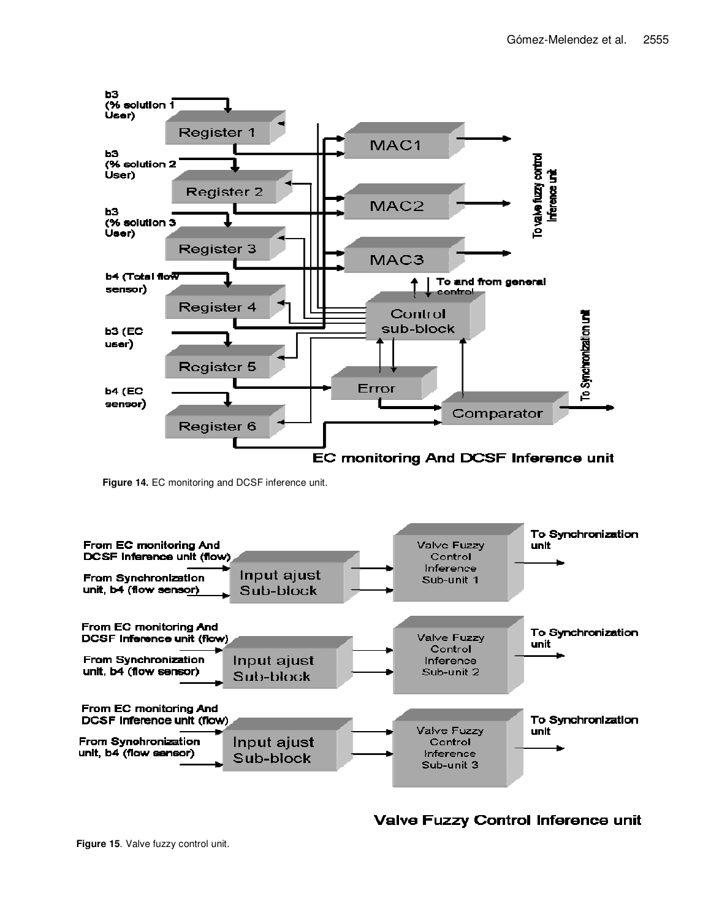Figure 14. EC monitoring and DCSF inference unit.

Figure 15. Valve fuzzy control unit.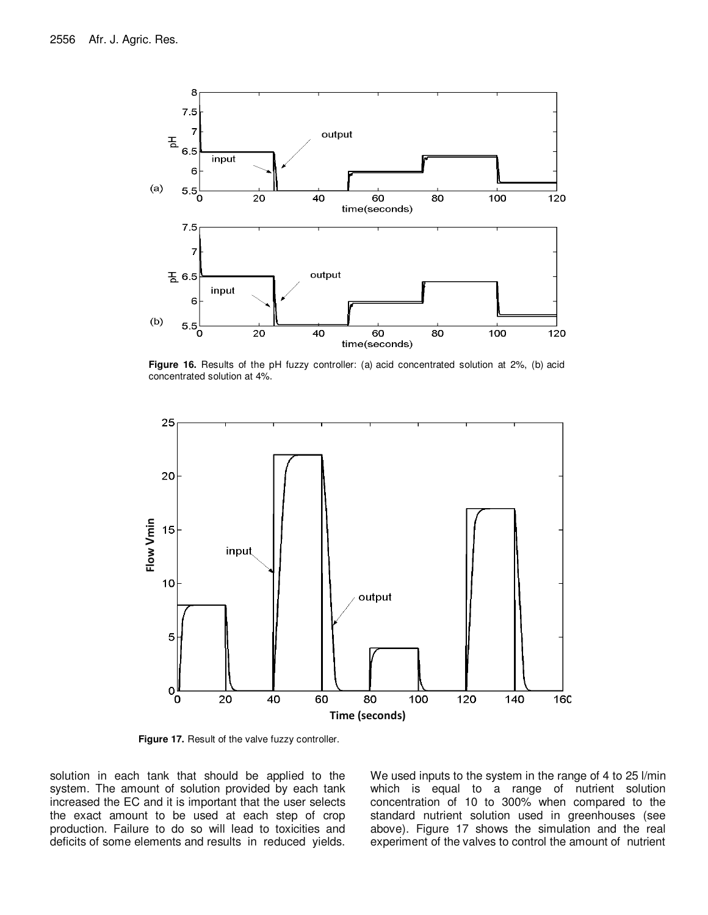**Figure 16.** Results of the pH fuzzy controller: (a) acid concentrated solution at 2%, (b) acid concentrated solution at 4%.

**Figure 17.** Result of the valve fuzzy controller.

solution in each tank that should be applied to the system. The amount of solution provided by each tank increased the EC and it is important that the user selects the exact amount to be used at each step of crop production. Failure to do so will lead to toxicities and deficits of some elements and results in reduced yields.

We used inputs to the system in the range of 4 to 25 l/min which is equal to a range of nutrient solution concentration of 10 to 300% when compared to the standard nutrient solution used in greenhouses (see above). Figure 17 shows the simulation and the real experiment of the valves to control the amount of nutrient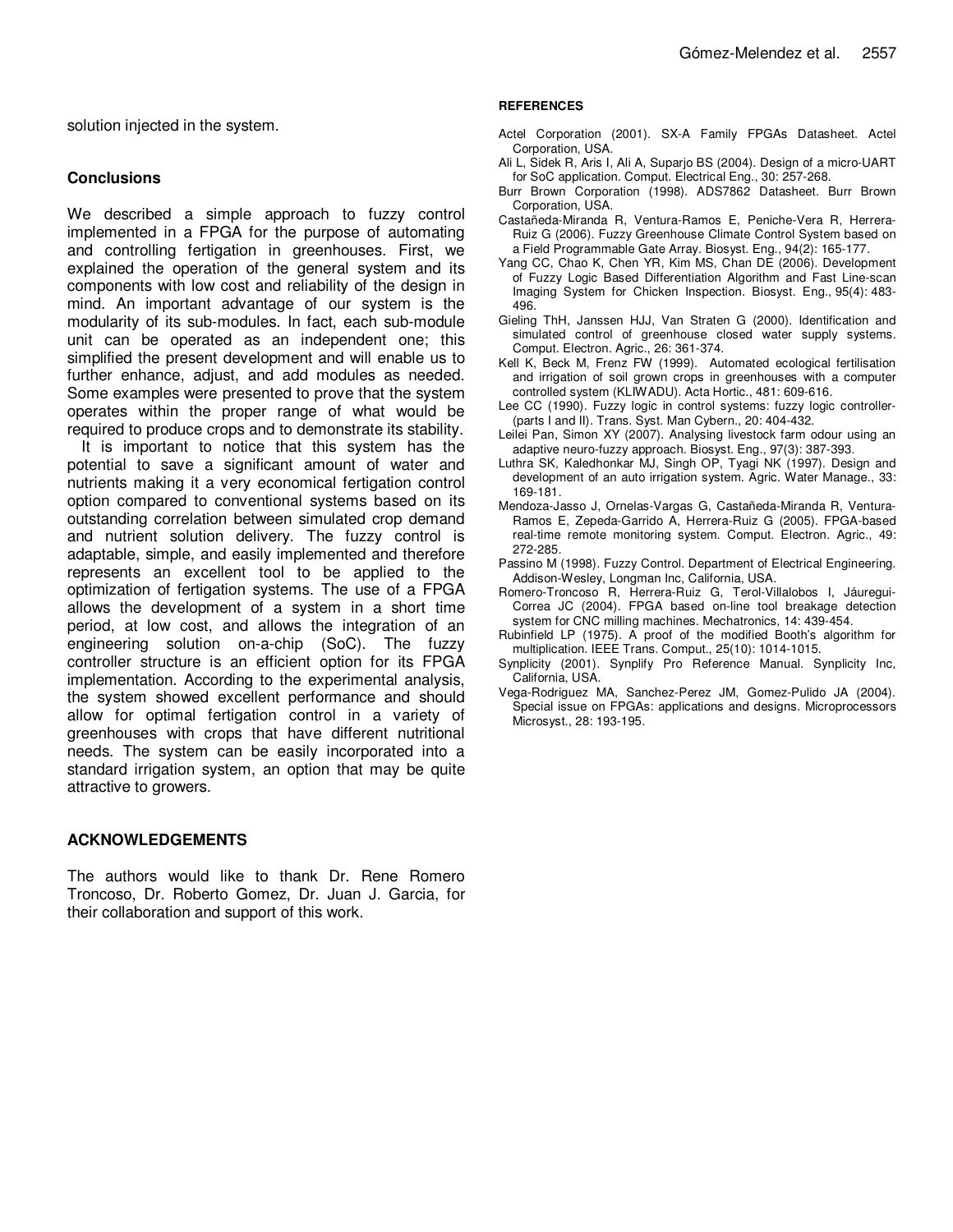solution injected in the system.

## Conclusions

We described a simple approach to fuzzy control implemented in a FPGA for the purpose of automating and controlling fertigation in greenhouses. First, we explained the operation of the general system and its components with low cost and reliability of the design in mind. An important advantage of our system is the modularity of its sub-modules. In fact, each sub-module unit can be operated as an independent one; this simplified the present development and will enable us to further enhance, adjust, and add modules as needed. Some examples were presented to prove that the system operates within the proper range of what would be required to produce crops and to demonstrate its stability.

It is important to notice that this system has the potential to save a significant amount of water and nutrients making it a very economical fertigation control option compared to conventional systems based on its outstanding correlation between simulated crop demand and nutrient solution delivery. The fuzzy control is adaptable, simple, and easily implemented and therefore represents an excellent tool to be applied to the optimization of fertigation systems. The use of a FPGA allows the development of a system in a short time period, at low cost, and allows the integration of an engineering solution on-a-chip (SoC). The fuzzy controller structure is an efficient option for its FPGA implementation. According to the experimental analysis, the system showed excellent performance and should allow for optimal fertigation control in a variety of greenhouses with crops that have different nutritional needs. The system can be easily incorporated into a standard irrigation system, an option that may be quite attractive to growers.

## ACKNOWLEDGEMENTS

The authors would like to thank Dr. Rene Romero Troncoso, Dr. Roberto Gomez, Dr. Juan J. Garcia, for their collaboration and support of this work.

## REFERENCES

Actel Corporation (2001). SX-A Family FPGAs Datasheet. Actel Corporation, USA.

Ali L, Sidek R, Aris I, Ali A, Suparjo BS (2004). Design of a micro-UART for SoC application. Comput. Electrical Eng., 30: 257-268.

Burr Brown Corporation (1998). ADS7862 Datasheet. Burr Brown Corporation, USA.

Castañeda-Miranda R, Ventura-Ramos E, Peniche-Vera R, Herrera-Ruiz G (2006). Fuzzy Greenhouse Climate Control System based on a Field Programmable Gate Array. Biosyst. Eng., 94(2): 165-177.

Yang CC, Chao K, Chen YR, Kim MS, Chan DE (2006). Development of Fuzzy Logic Based Differentiation Algorithm and Fast Line-scan Imaging System for Chicken Inspection. Biosyst. Eng., 95(4): 483-496.

Gieling ThH, Janssen HJJ, Van Straten G (2000). Identification and simulated control of greenhouse closed water supply systems. Comput. Electron. Agric., 26: 361-374.

Kell K, Beck M, Frenz FW (1999). Automated ecological fertilisation and irrigation of soil grown crops in greenhouses with a computer controlled system (KLIWADU). Acta Hortic., 481: 609-616.

Lee CC (1990). Fuzzy logic in control systems: fuzzy logic controller-(parts I and II). Trans. Syst. Man Cybern., 20: 404-432.

Leilei Pan, Simon XY (2007). Analysing livestock farm odour using an adaptive neuro-fuzzy approach. Biosyst. Eng., 97(3): 387-393.

Luthra SK, Kaledhonkar MJ, Singh OP, Tyagi NK (1997). Design and development of an auto irrigation system. Agric. Water Manage., 33: 169-181.

Mendoza-Jasso J, Ornelas-Vargas G, Castañeda-Miranda R, Ventura-Ramos E, Zepeda-Garrido A, Herrera-Ruiz G (2005). FPGA-based real-time remote monitoring system. Comput. Electron. Agric., 49: 272-285.

Passino M (1998). Fuzzy Control. Department of Electrical Engineering. Addison-Wesley, Longman Inc, California, USA.

Romero-Troncoso R, Herrera-Ruiz G, Terol-Villalobos I, Jáuregui-Correa JC (2004). FPGA based on-line tool breakage detection system for CNC milling machines. Mechatronics, 14: 439-454.

Rubinfield LP (1975). A proof of the modified Booth's algorithm for multiplication. IEEE Trans. Comput., 25(10): 1014-1015.

Synplicity (2001). Synplify Pro Reference Manual. Synplicity Inc, California, USA.

Vega-Rodriguez MA, Sanchez-Perez JM, Gomez-Pulido JA (2004). Special issue on FPGAs: applications and designs. Microprocessors Microsyst., 28: 193-195.